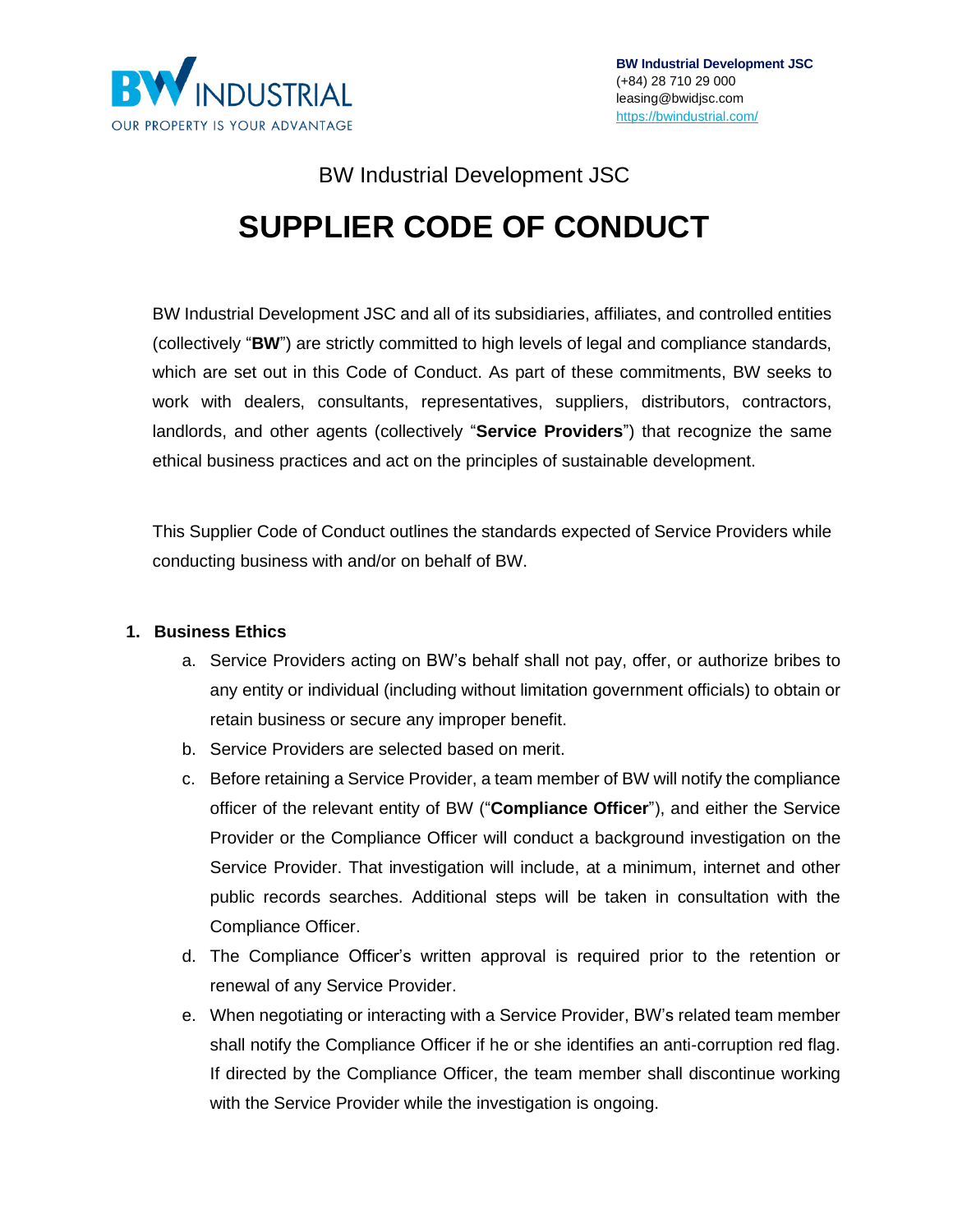BW INDUSTRIAL
OUR PROPERTY IS YOUR ADVANTAGE

**BW Industrial Development JSC**
(+84) 28 710 29 000
leasing@bwidjsc.com
https://bwindustrial.com/

BW Industrial Development JSC

# SUPPLIER CODE OF CONDUCT

BW Industrial Development JSC and all of its subsidiaries, affiliates, and controlled entities (collectively "**BW**") are strictly committed to high levels of legal and compliance standards, which are set out in this Code of Conduct. As part of these commitments, BW seeks to work with dealers, consultants, representatives, suppliers, distributors, contractors, landlords, and other agents (collectively "**Service Providers**") that recognize the same ethical business practices and act on the principles of sustainable development.

This Supplier Code of Conduct outlines the standards expected of Service Providers while conducting business with and/or on behalf of BW.

1. **Business Ethics**
   a. Service Providers acting on BW's behalf shall not pay, offer, or authorize bribes to any entity or individual (including without limitation government officials) to obtain or retain business or secure any improper benefit.
   b. Service Providers are selected based on merit.
   c. Before retaining a Service Provider, a team member of BW will notify the compliance officer of the relevant entity of BW ("**Compliance Officer**"), and either the Service Provider or the Compliance Officer will conduct a background investigation on the Service Provider. That investigation will include, at a minimum, internet and other public records searches. Additional steps will be taken in consultation with the Compliance Officer.
   d. The Compliance Officer's written approval is required prior to the retention or renewal of any Service Provider.
   e. When negotiating or interacting with a Service Provider, BW's related team member shall notify the Compliance Officer if he or she identifies an anti-corruption red flag. If directed by the Compliance Officer, the team member shall discontinue working with the Service Provider while the investigation is ongoing.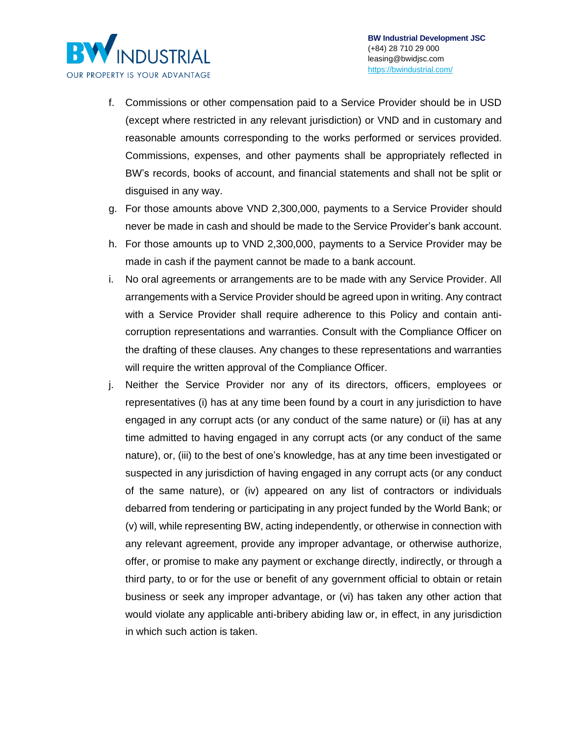f. Commissions or other compensation paid to a Service Provider should be in USD (except where restricted in any relevant jurisdiction) or VND and in customary and reasonable amounts corresponding to the works performed or services provided. Commissions, expenses, and other payments shall be appropriately reflected in BW's records, books of account, and financial statements and shall not be split or disguised in any way.

g. For those amounts above VND 2,300,000, payments to a Service Provider should never be made in cash and should be made to the Service Provider's bank account.

h. For those amounts up to VND 2,300,000, payments to a Service Provider may be made in cash if the payment cannot be made to a bank account.

i. No oral agreements or arrangements are to be made with any Service Provider. All arrangements with a Service Provider should be agreed upon in writing. Any contract with a Service Provider shall require adherence to this Policy and contain anti-corruption representations and warranties. Consult with the Compliance Officer on the drafting of these clauses. Any changes to these representations and warranties will require the written approval of the Compliance Officer.

j. Neither the Service Provider nor any of its directors, officers, employees or representatives (i) has at any time been found by a court in any jurisdiction to have engaged in any corrupt acts (or any conduct of the same nature) or (ii) has at any time admitted to having engaged in any corrupt acts (or any conduct of the same nature), or, (iii) to the best of one's knowledge, has at any time been investigated or suspected in any jurisdiction of having engaged in any corrupt acts (or any conduct of the same nature), or (iv) appeared on any list of contractors or individuals debarred from tendering or participating in any project funded by the World Bank; or (v) will, while representing BW, acting independently, or otherwise in connection with any relevant agreement, provide any improper advantage, or otherwise authorize, offer, or promise to make any payment or exchange directly, indirectly, or through a third party, to or for the use or benefit of any government official to obtain or retain business or seek any improper advantage, or (vi) has taken any other action that would violate any applicable anti-bribery abiding law or, in effect, in any jurisdiction in which such action is taken.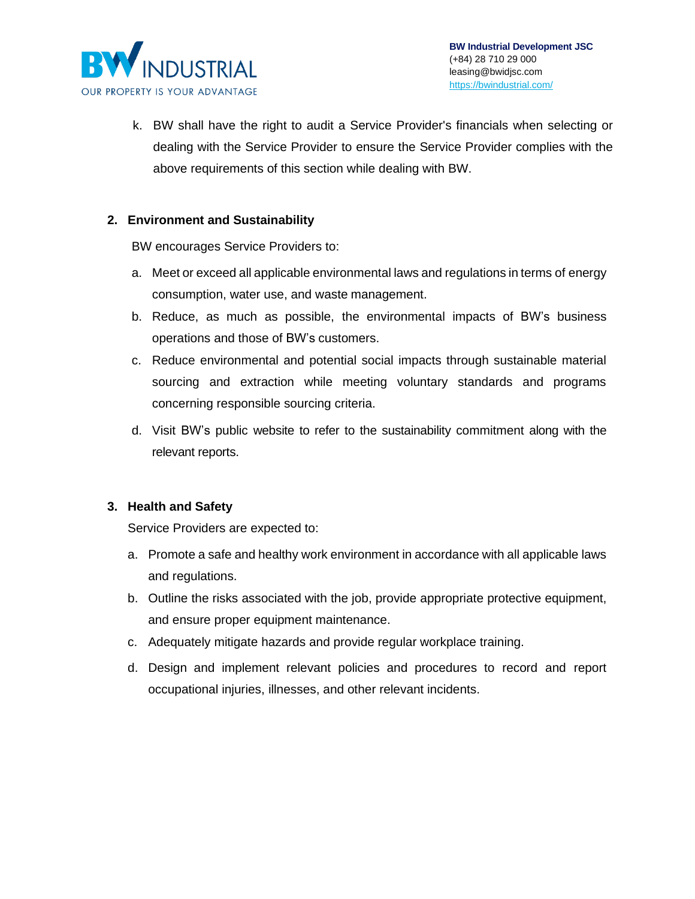k. BW shall have the right to audit a Service Provider's financials when selecting or dealing with the Service Provider to ensure the Service Provider complies with the above requirements of this section while dealing with BW.

## 2. Environment and Sustainability

BW encourages Service Providers to:

a. Meet or exceed all applicable environmental laws and regulations in terms of energy consumption, water use, and waste management.

b. Reduce, as much as possible, the environmental impacts of BW's business operations and those of BW's customers.

c. Reduce environmental and potential social impacts through sustainable material sourcing and extraction while meeting voluntary standards and programs concerning responsible sourcing criteria.

d. Visit BW's public website to refer to the sustainability commitment along with the relevant reports.

## 3. Health and Safety

Service Providers are expected to:

a. Promote a safe and healthy work environment in accordance with all applicable laws and regulations.

b. Outline the risks associated with the job, provide appropriate protective equipment, and ensure proper equipment maintenance.

c. Adequately mitigate hazards and provide regular workplace training.

d. Design and implement relevant policies and procedures to record and report occupational injuries, illnesses, and other relevant incidents.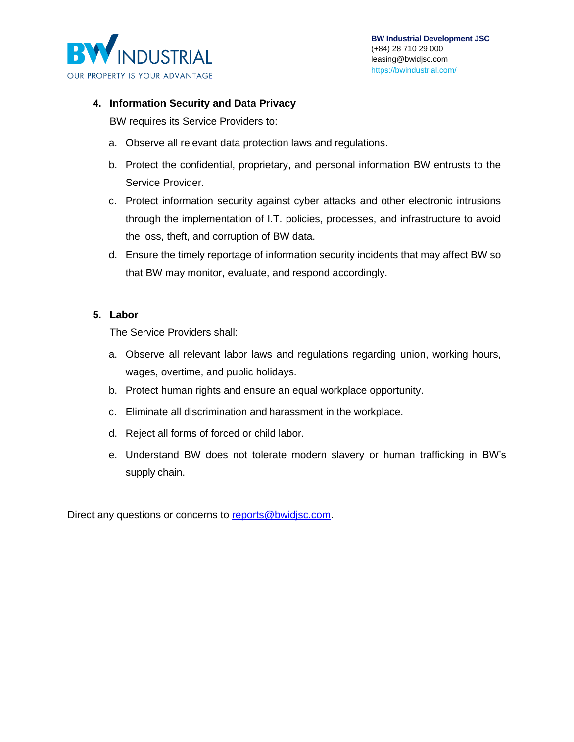## 4. Information Security and Data Privacy

BW requires its Service Providers to:

a. Observe all relevant data protection laws and regulations.

b. Protect the confidential, proprietary, and personal information BW entrusts to the Service Provider.

c. Protect information security against cyber attacks and other electronic intrusions through the implementation of I.T. policies, processes, and infrastructure to avoid the loss, theft, and corruption of BW data.

d. Ensure the timely reportage of information security incidents that may affect BW so that BW may monitor, evaluate, and respond accordingly.

## 5. Labor

The Service Providers shall:

a. Observe all relevant labor laws and regulations regarding union, working hours, wages, overtime, and public holidays.

b. Protect human rights and ensure an equal workplace opportunity.

c. Eliminate all discrimination and harassment in the workplace.

d. Reject all forms of forced or child labor.

e. Understand BW does not tolerate modern slavery or human trafficking in BW's supply chain.

Direct any questions or concerns to reports@bwidjsc.com.